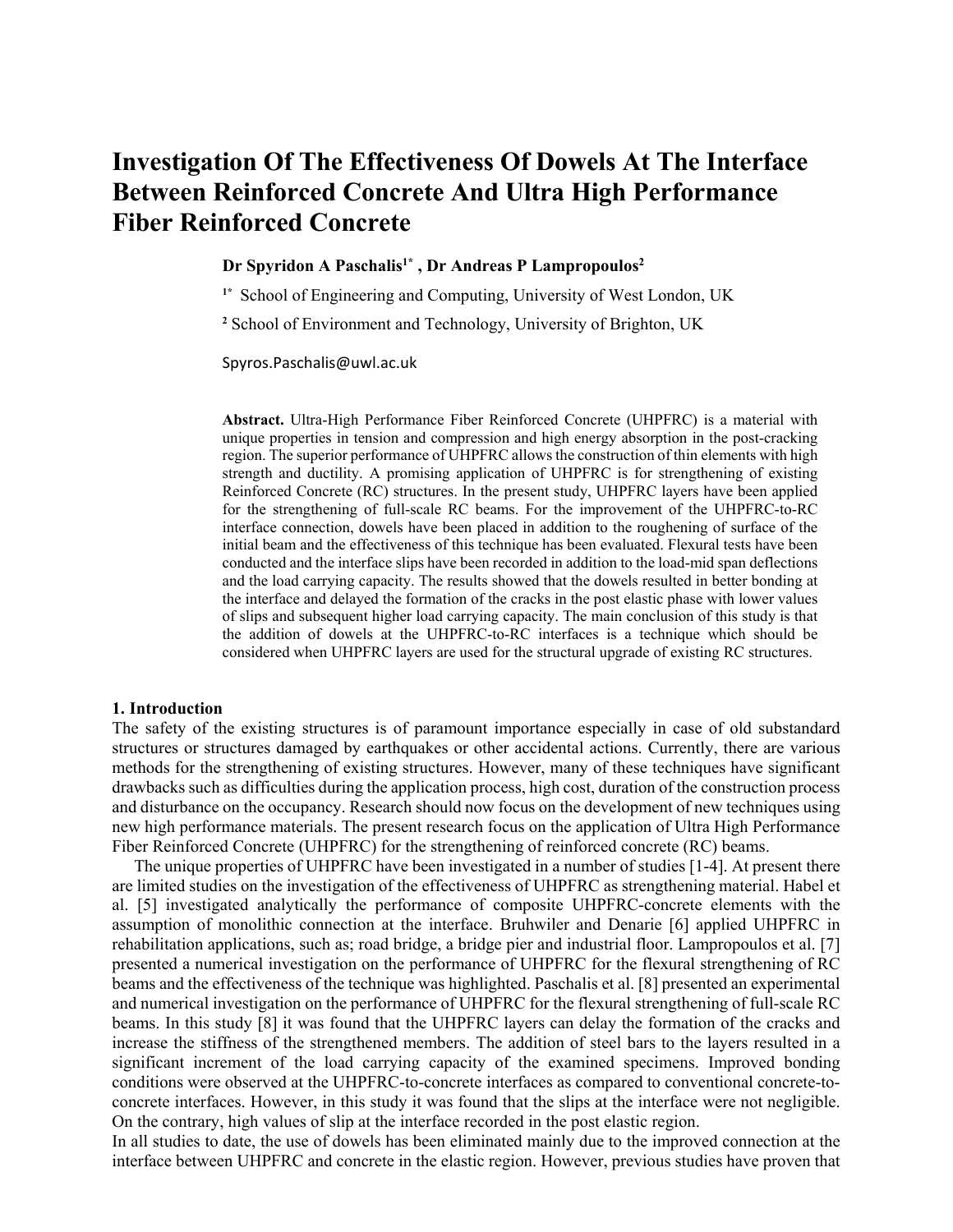# Investigation Of The Effectiveness Of Dowels At The Interface Between Reinforced Concrete And Ultra High Performance Fiber Reinforced Concrete

**Dr Spyridon A Paschalis[1*] , Dr Andreas P Lampropoulos[2]**

[1*] School of Engineering and Computing, University of West London, UK

[2] School of Environment and Technology, University of Brighton, UK

Spyros.Paschalis@uwl.ac.uk

**Abstract.** Ultra-High Performance Fiber Reinforced Concrete (UHPFRC) is a material with unique properties in tension and compression and high energy absorption in the post-cracking region. The superior performance of UHPFRC allows the construction of thin elements with high strength and ductility. A promising application of UHPFRC is for strengthening of existing Reinforced Concrete (RC) structures. In the present study, UHPFRC layers have been applied for the strengthening of full-scale RC beams. For the improvement of the UHPFRC-to-RC interface connection, dowels have been placed in addition to the roughening of surface of the initial beam and the effectiveness of this technique has been evaluated. Flexural tests have been conducted and the interface slips have been recorded in addition to the load-mid span deflections and the load carrying capacity. The results showed that the dowels resulted in better bonding at the interface and delayed the formation of the cracks in the post elastic phase with lower values of slips and subsequent higher load carrying capacity. The main conclusion of this study is that the addition of dowels at the UHPFRC-to-RC interfaces is a technique which should be considered when UHPFRC layers are used for the structural upgrade of existing RC structures.

## 1. Introduction

The safety of the existing structures is of paramount importance especially in case of old substandard structures or structures damaged by earthquakes or other accidental actions. Currently, there are various methods for the strengthening of existing structures. However, many of these techniques have significant drawbacks such as difficulties during the application process, high cost, duration of the construction process and disturbance on the occupancy. Research should now focus on the development of new techniques using new high performance materials. The present research focus on the application of Ultra High Performance Fiber Reinforced Concrete (UHPFRC) for the strengthening of reinforced concrete (RC) beams.

The unique properties of UHPFRC have been investigated in a number of studies [1-4]. At present there are limited studies on the investigation of the effectiveness of UHPFRC as strengthening material. Habel et al. [5] investigated analytically the performance of composite UHPFRC-concrete elements with the assumption of monolithic connection at the interface. Bruhwiler and Denarie [6] applied UHPFRC in rehabilitation applications, such as; road bridge, a bridge pier and industrial floor. Lampropoulos et al. [7] presented a numerical investigation on the performance of UHPFRC for the flexural strengthening of RC beams and the effectiveness of the technique was highlighted. Paschalis et al. [8] presented an experimental and numerical investigation on the performance of UHPFRC for the flexural strengthening of full-scale RC beams. In this study [8] it was found that the UHPFRC layers can delay the formation of the cracks and increase the stiffness of the strengthened members. The addition of steel bars to the layers resulted in a significant increment of the load carrying capacity of the examined specimens. Improved bonding conditions were observed at the UHPFRC-to-concrete interfaces as compared to conventional concrete-to-concrete interfaces. However, in this study it was found that the slips at the interface were not negligible. On the contrary, high values of slip at the interface recorded in the post elastic region.

In all studies to date, the use of dowels has been eliminated mainly due to the improved connection at the interface between UHPFRC and concrete in the elastic region. However, previous studies have proven that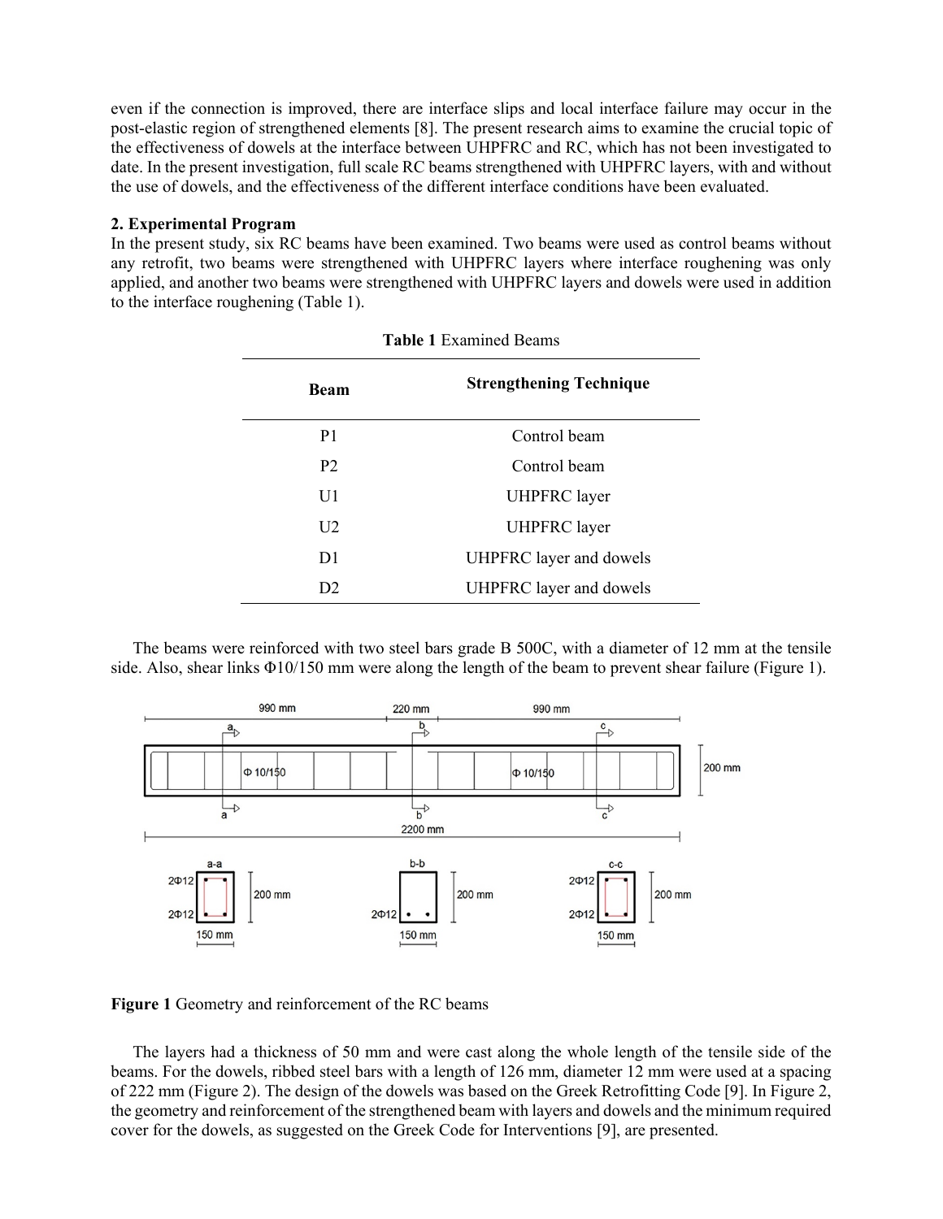even if the connection is improved, there are interface slips and local interface failure may occur in the post-elastic region of strengthened elements [8]. The present research aims to examine the crucial topic of the effectiveness of dowels at the interface between UHPFRC and RC, which has not been investigated to date. In the present investigation, full scale RC beams strengthened with UHPFRC layers, with and without the use of dowels, and the effectiveness of the different interface conditions have been evaluated.

## 2. Experimental Program

In the present study, six RC beams have been examined. Two beams were used as control beams without any retrofit, two beams were strengthened with UHPFRC layers where interface roughening was only applied, and another two beams were strengthened with UHPFRC layers and dowels were used in addition to the interface roughening (Table 1).

**Table 1** Examined Beams

| Beam | Strengthening Technique |
|---|---|
| P1 | Control beam |
| P2 | Control beam |
| U1 | UHPFRC layer |
| U2 | UHPFRC layer |
| D1 | UHPFRC layer and dowels |
| D2 | UHPFRC layer and dowels |

The beams were reinforced with two steel bars grade B 500C, with a diameter of 12 mm at the tensile side. Also, shear links Φ10/150 mm were along the length of the beam to prevent shear failure (Figure 1).

**Figure 1** Geometry and reinforcement of the RC beams

The layers had a thickness of 50 mm and were cast along the whole length of the tensile side of the beams. For the dowels, ribbed steel bars with a length of 126 mm, diameter 12 mm were used at a spacing of 222 mm (Figure 2). The design of the dowels was based on the Greek Retrofitting Code [9]. In Figure 2, the geometry and reinforcement of the strengthened beam with layers and dowels and the minimum required cover for the dowels, as suggested on the Greek Code for Interventions [9], are presented.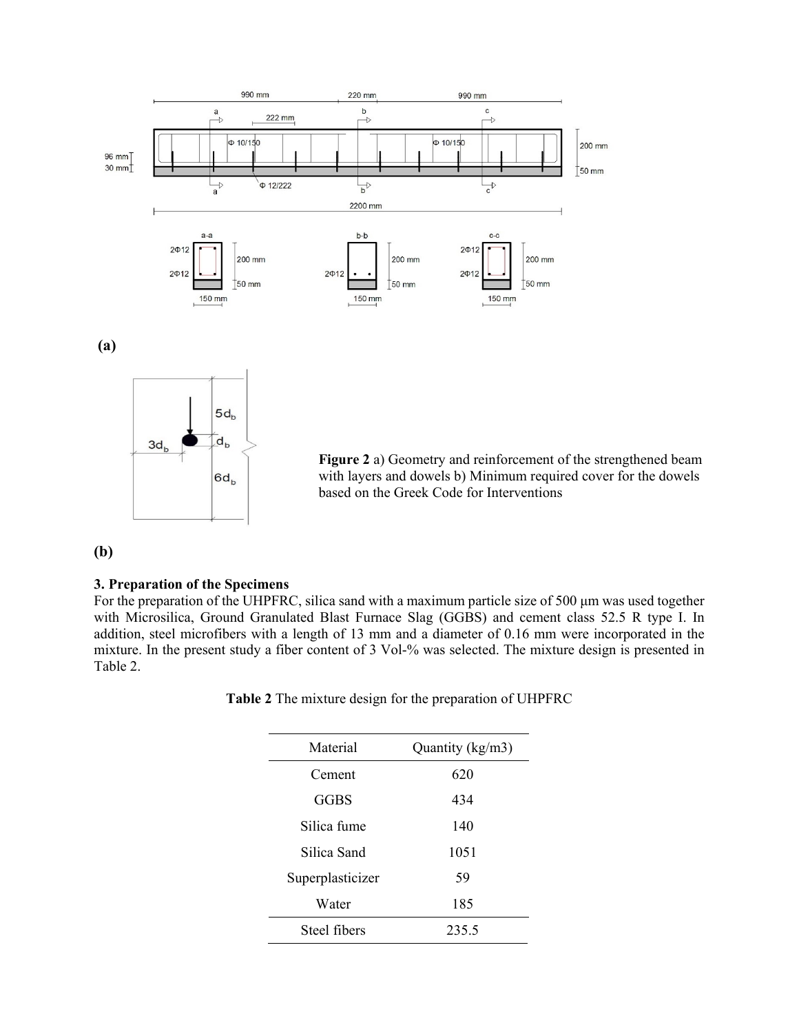**(a)**

**(b)**

**Figure 2** a) Geometry and reinforcement of the strengthened beam with layers and dowels b) Minimum required cover for the dowels based on the Greek Code for Interventions

### 3. Preparation of the Specimens

For the preparation of the UHPFRC, silica sand with a maximum particle size of 500 μm was used together with Microsilica, Ground Granulated Blast Furnace Slag (GGBS) and cement class 52.5 R type I. In addition, steel microfibers with a length of 13 mm and a diameter of 0.16 mm were incorporated in the mixture. In the present study a fiber content of 3 Vol-% was selected. The mixture design is presented in Table 2.

**Table 2** The mixture design for the preparation of UHPFRC

| Material | Quantity (kg/m3) |
| --- | --- |
| Cement | 620 |
| GGBS | 434 |
| Silica fume | 140 |
| Silica Sand | 1051 |
| Superplasticizer | 59 |
| Water | 185 |
| Steel fibers | 235.5 |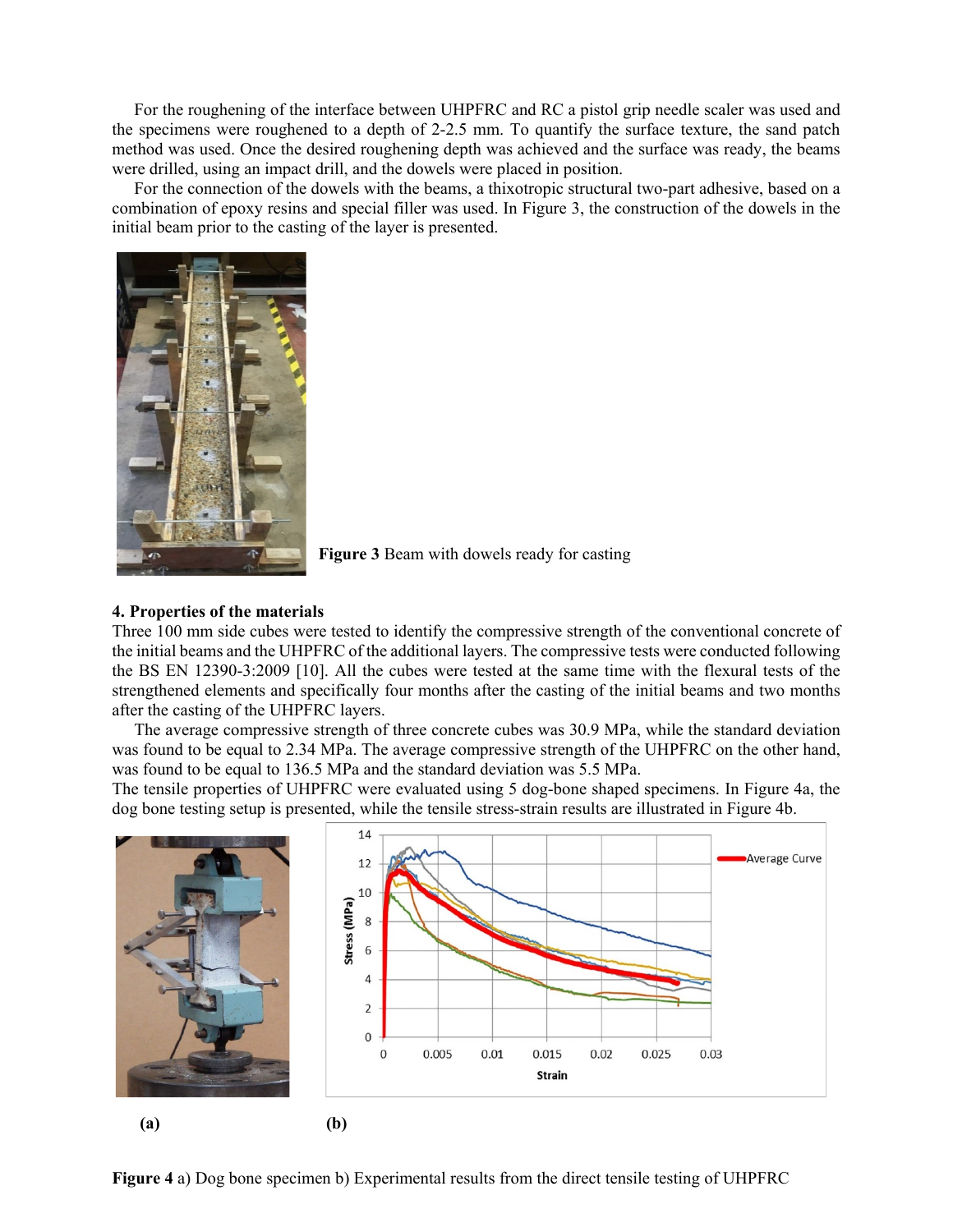For the roughening of the interface between UHPFRC and RC a pistol grip needle scaler was used and the specimens were roughened to a depth of 2-2.5 mm. To quantify the surface texture, the sand patch method was used. Once the desired roughening depth was achieved and the surface was ready, the beams were drilled, using an impact drill, and the dowels were placed in position.

For the connection of the dowels with the beams, a thixotropic structural two-part adhesive, based on a combination of epoxy resins and special filler was used. In Figure 3, the construction of the dowels in the initial beam prior to the casting of the layer is presented.

**Figure 3** Beam with dowels ready for casting

## 4. Properties of the materials

Three 100 mm side cubes were tested to identify the compressive strength of the conventional concrete of the initial beams and the UHPFRC of the additional layers. The compressive tests were conducted following the BS EN 12390-3:2009 [10]. All the cubes were tested at the same time with the flexural tests of the strengthened elements and specifically four months after the casting of the initial beams and two months after the casting of the UHPFRC layers.

The average compressive strength of three concrete cubes was 30.9 MPa, while the standard deviation was found to be equal to 2.34 MPa. The average compressive strength of the UHPFRC on the other hand, was found to be equal to 136.5 MPa and the standard deviation was 5.5 MPa.

The tensile properties of UHPFRC were evaluated using 5 dog-bone shaped specimens. In Figure 4a, the dog bone testing setup is presented, while the tensile stress-strain results are illustrated in Figure 4b.

**(a)** **(b)**

**Figure 4** a) Dog bone specimen b) Experimental results from the direct tensile testing of UHPFRC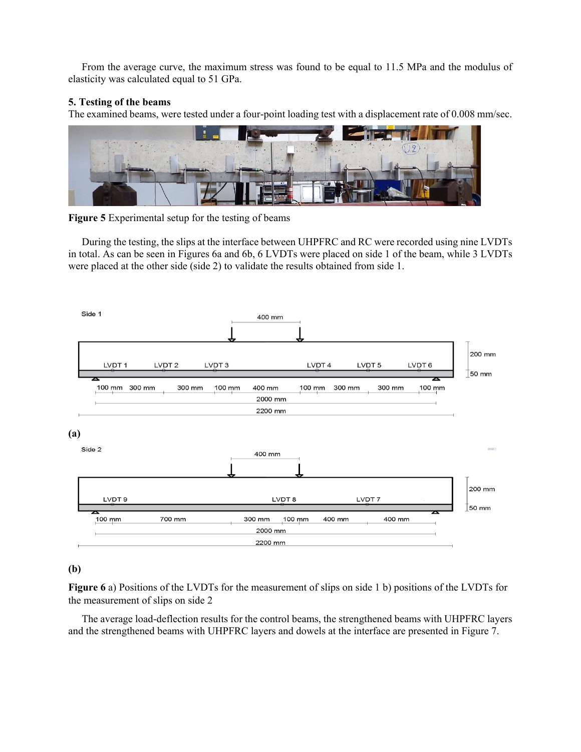From the average curve, the maximum stress was found to be equal to 11.5 MPa and the modulus of elasticity was calculated equal to 51 GPa.

**5. Testing of the beams**

The examined beams, were tested under a four-point loading test with a displacement rate of 0.008 mm/sec.

**Figure 5** Experimental setup for the testing of beams

During the testing, the slips at the interface between UHPFRC and RC were recorded using nine LVDTs in total. As can be seen in Figures 6a and 6b, 6 LVDTs were placed on side 1 of the beam, while 3 LVDTs were placed at the other side (side 2) to validate the results obtained from side 1.

(a)

(b)

**Figure 6** a) Positions of the LVDTs for the measurement of slips on side 1 b) positions of the LVDTs for the measurement of slips on side 2

The average load-deflection results for the control beams, the strengthened beams with UHPFRC layers and the strengthened beams with UHPFRC layers and dowels at the interface are presented in Figure 7.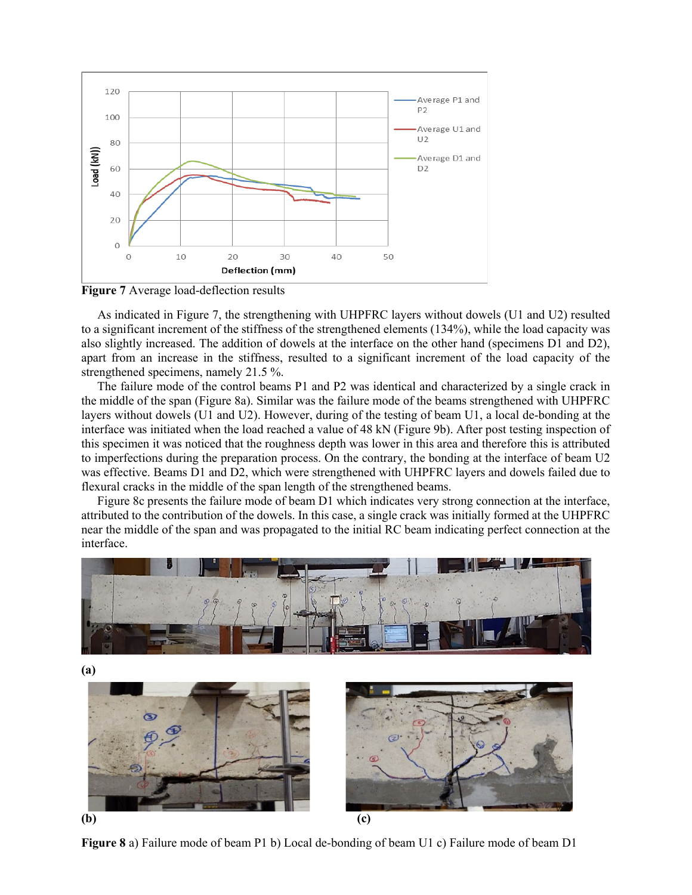**Figure 7** Average load-deflection results

As indicated in Figure 7, the strengthening with UHPFRC layers without dowels (U1 and U2) resulted to a significant increment of the stiffness of the strengthened elements (134%), while the load capacity was also slightly increased. The addition of dowels at the interface on the other hand (specimens D1 and D2), apart from an increase in the stiffness, resulted to a significant increment of the load capacity of the strengthened specimens, namely 21.5 %.

The failure mode of the control beams P1 and P2 was identical and characterized by a single crack in the middle of the span (Figure 8a). Similar was the failure mode of the beams strengthened with UHPFRC layers without dowels (U1 and U2). However, during of the testing of beam U1, a local de-bonding at the interface was initiated when the load reached a value of 48 kN (Figure 9b). After post testing inspection of this specimen it was noticed that the roughness depth was lower in this area and therefore this is attributed to imperfections during the preparation process. On the contrary, the bonding at the interface of beam U2 was effective. Beams D1 and D2, which were strengthened with UHPFRC layers and dowels failed due to flexural cracks in the middle of the span length of the strengthened beams.

Figure 8c presents the failure mode of beam D1 which indicates very strong connection at the interface, attributed to the contribution of the dowels. In this case, a single crack was initially formed at the UHPFRC near the middle of the span and was propagated to the initial RC beam indicating perfect connection at the interface.

**(a)**

**(b)** **(c)**

**Figure 8** a) Failure mode of beam P1 b) Local de-bonding of beam U1 c) Failure mode of beam D1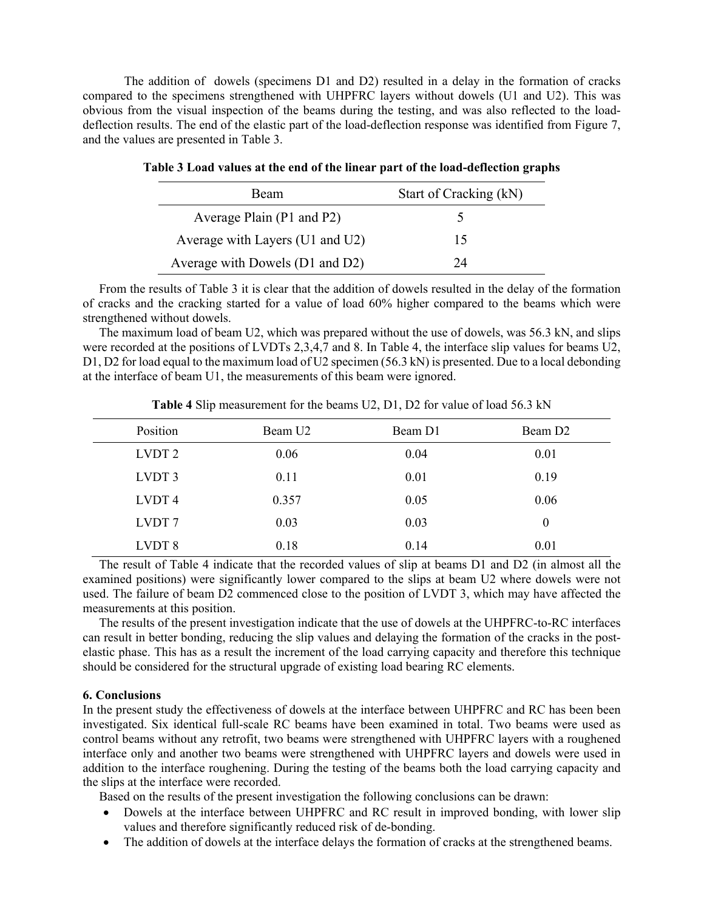The addition of dowels (specimens D1 and D2) resulted in a delay in the formation of cracks compared to the specimens strengthened with UHPFRC layers without dowels (U1 and U2). This was obvious from the visual inspection of the beams during the testing, and was also reflected to the load-deflection results. The end of the elastic part of the load-deflection response was identified from Figure 7, and the values are presented in Table 3.

**Table 3 Load values at the end of the linear part of the load-deflection graphs**

| Beam | Start of Cracking (kN) |
| --- | --- |
| Average Plain (P1 and P2) | 5 |
| Average with Layers (U1 and U2) | 15 |
| Average with Dowels (D1 and D2) | 24 |

From the results of Table 3 it is clear that the addition of dowels resulted in the delay of the formation of cracks and the cracking started for a value of load 60% higher compared to the beams which were strengthened without dowels.

The maximum load of beam U2, which was prepared without the use of dowels, was 56.3 kN, and slips were recorded at the positions of LVDTs 2,3,4,7 and 8. In Table 4, the interface slip values for beams U2, D1, D2 for load equal to the maximum load of U2 specimen (56.3 kN) is presented. Due to a local debonding at the interface of beam U1, the measurements of this beam were ignored.

**Table 4** Slip measurement for the beams U2, D1, D2 for value of load 56.3 kN

| Position | Beam U2 | Beam D1 | Beam D2 |
| --- | --- | --- | --- |
| LVDT 2 | 0.06 | 0.04 | 0.01 |
| LVDT 3 | 0.11 | 0.01 | 0.19 |
| LVDT 4 | 0.357 | 0.05 | 0.06 |
| LVDT 7 | 0.03 | 0.03 | 0 |
| LVDT 8 | 0.18 | 0.14 | 0.01 |

The result of Table 4 indicate that the recorded values of slip at beams D1 and D2 (in almost all the examined positions) were significantly lower compared to the slips at beam U2 where dowels were not used. The failure of beam D2 commenced close to the position of LVDT 3, which may have affected the measurements at this position.

The results of the present investigation indicate that the use of dowels at the UHPFRC-to-RC interfaces can result in better bonding, reducing the slip values and delaying the formation of the cracks in the post-elastic phase. This has as a result the increment of the load carrying capacity and therefore this technique should be considered for the structural upgrade of existing load bearing RC elements.

## 6. Conclusions

In the present study the effectiveness of dowels at the interface between UHPFRC and RC has been been investigated. Six identical full-scale RC beams have been examined in total. Two beams were used as control beams without any retrofit, two beams were strengthened with UHPFRC layers with a roughened interface only and another two beams were strengthened with UHPFRC layers and dowels were used in addition to the interface roughening. During the testing of the beams both the load carrying capacity and the slips at the interface were recorded.

Based on the results of the present investigation the following conclusions can be drawn:

- Dowels at the interface between UHPFRC and RC result in improved bonding, with lower slip values and therefore significantly reduced risk of de-bonding.
- The addition of dowels at the interface delays the formation of cracks at the strengthened beams.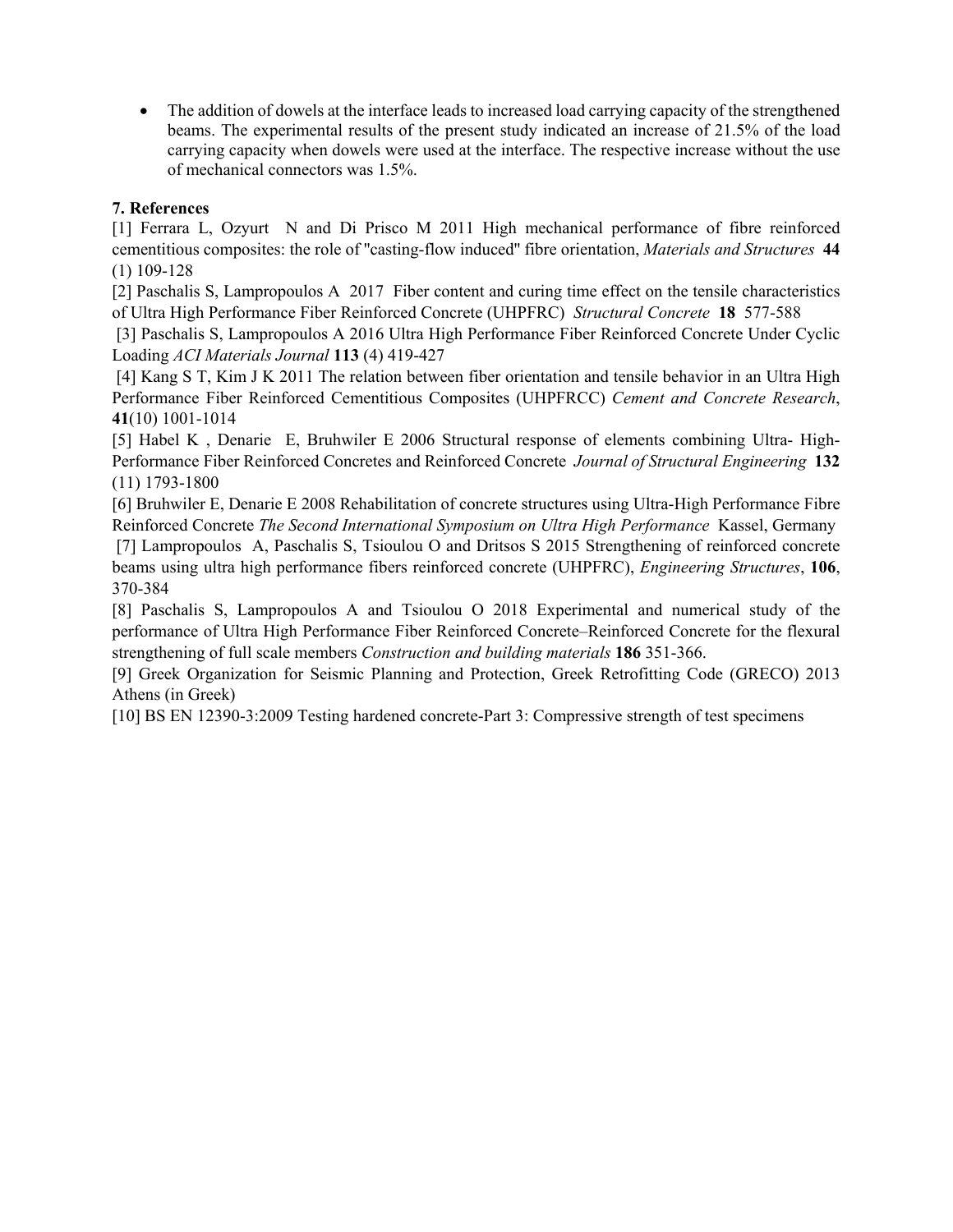- The addition of dowels at the interface leads to increased load carrying capacity of the strengthened beams. The experimental results of the present study indicated an increase of 21.5% of the load carrying capacity when dowels were used at the interface. The respective increase without the use of mechanical connectors was 1.5%.

## 7. References

[1] Ferrara L, Ozyurt N and Di Prisco M 2011 High mechanical performance of fibre reinforced cementitious composites: the role of "casting-flow induced" fibre orientation, *Materials and Structures* **44** (1) 109-128

[2] Paschalis S, Lampropoulos A 2017 Fiber content and curing time effect on the tensile characteristics of Ultra High Performance Fiber Reinforced Concrete (UHPFRC) *Structural Concrete* **18** 577-588

[3] Paschalis S, Lampropoulos A 2016 Ultra High Performance Fiber Reinforced Concrete Under Cyclic Loading *ACI Materials Journal* **113** (4) 419-427

[4] Kang S T, Kim J K 2011 The relation between fiber orientation and tensile behavior in an Ultra High Performance Fiber Reinforced Cementitious Composites (UHPFRCC) *Cement and Concrete Research*, **41**(10) 1001-1014

[5] Habel K , Denarie E, Bruhwiler E 2006 Structural response of elements combining Ultra- High-Performance Fiber Reinforced Concretes and Reinforced Concrete *Journal of Structural Engineering* **132** (11) 1793-1800

[6] Bruhwiler E, Denarie E 2008 Rehabilitation of concrete structures using Ultra-High Performance Fibre Reinforced Concrete *The Second International Symposium on Ultra High Performance* Kassel, Germany

[7] Lampropoulos A, Paschalis S, Tsioulou O and Dritsos S 2015 Strengthening of reinforced concrete beams using ultra high performance fibers reinforced concrete (UHPFRC), *Engineering Structures*, **106**, 370-384

[8] Paschalis S, Lampropoulos A and Tsioulou O 2018 Experimental and numerical study of the performance of Ultra High Performance Fiber Reinforced Concrete–Reinforced Concrete for the flexural strengthening of full scale members *Construction and building materials* **186** 351-366.

[9] Greek Organization for Seismic Planning and Protection, Greek Retrofitting Code (GRECO) 2013 Athens (in Greek)

[10] BS EN 12390-3:2009 Testing hardened concrete-Part 3: Compressive strength of test specimens